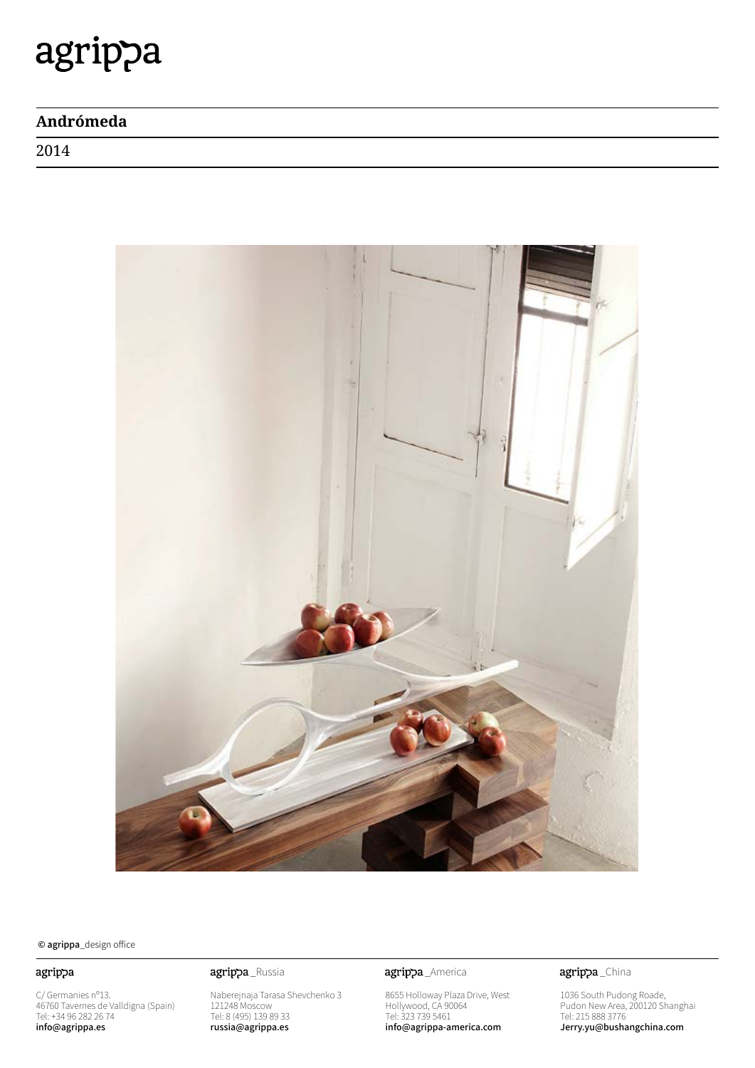# agrippa

## Andrómeda

2014

© **agrippa**_design office

agrippa

C/ Germanies nº13.
46760 Tavernes de Valldigna (Spain)
Tel: +34 96 282 26 74
**info@agrippa.es**

agrippa _Russia

Naberejnaja Tarasa Shevchenko 3
121248 Moscow
Tel: 8 (495) 139 89 33
**russia@agrippa.es**

agrippa _America

8655 Holloway Plaza Drive, West
Hollywood, CA 90064
Tel: 323 739 5461
**info@agrippa-america.com**

agrippa _China

1036 South Pudong Roade,
Pudon New Area, 200120 Shanghai
Tel: 215 888 3776
**Jerry.yu@bushangchina.com**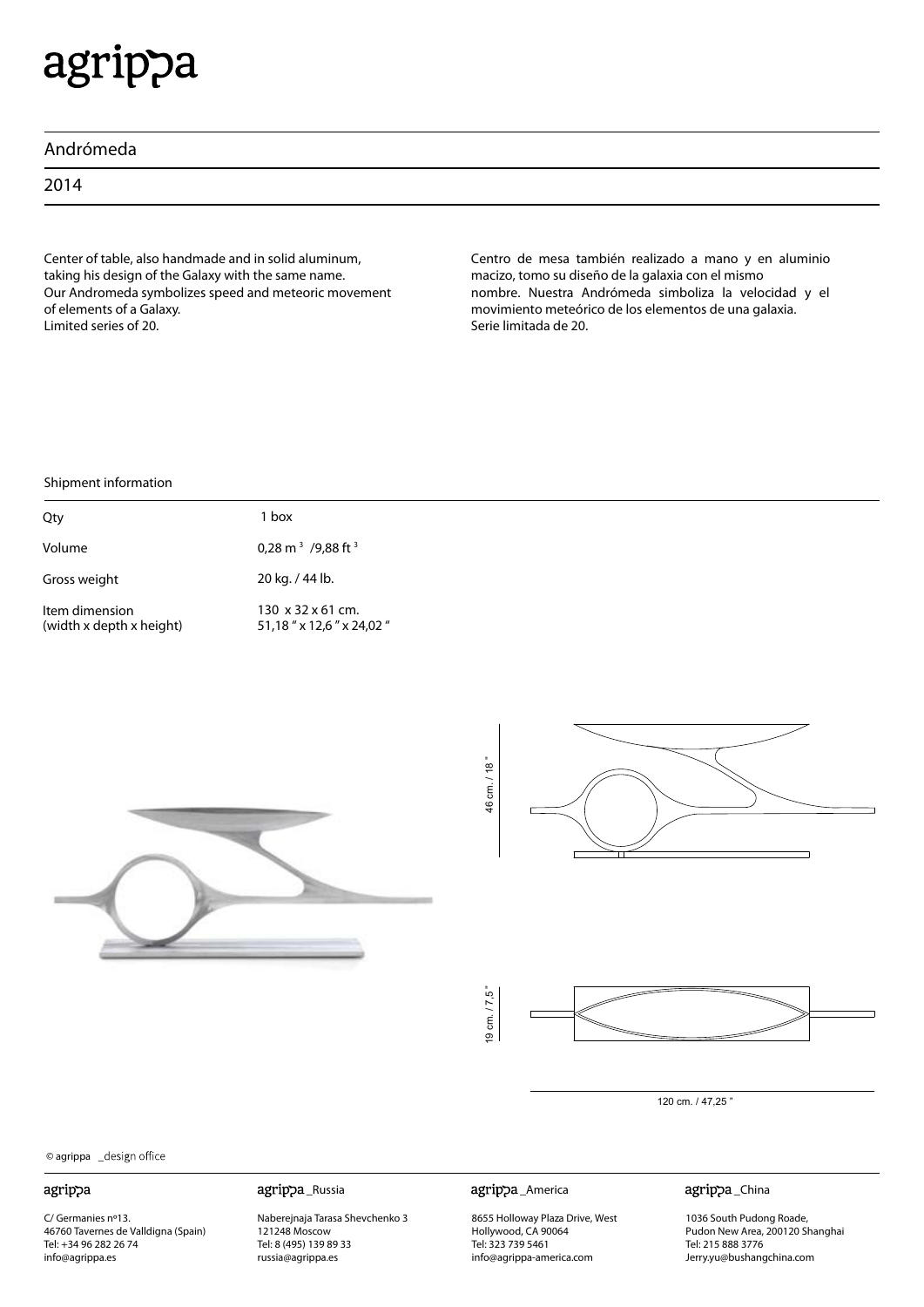# agrippa

## Andrómeda

## 2014

Center of table, also handmade and in solid aluminum, taking his design of the Galaxy with the same name. Our Andromeda symbolizes speed and meteoric movement of elements of a Galaxy.
Limited series of 20.

Centro de mesa también realizado a mano y en aluminio macizo, tomo su diseño de la galaxia con el mismo nombre. Nuestra Andrómeda simboliza la velocidad y el movimiento meteórico de los elementos de una galaxia.
Serie limitada de 20.

Shipment information

| | |
|---|---|
| Qty | 1 box |
| Volume | 0,28 $m^3$ /9,88 $ft^3$ |
| Gross weight | 20 kg. / 44 lb. |
| Item dimension (width x depth x height) | 130 x 32 x 61 cm. 51,18 " x 12,6 " x 24,02 " |

46 cm. / 18 "

19 cm. / 7,5 "

120 cm. / 47,25 "

© agrippa _design office

**agrippa**
C/ Germanies nº13.
46760 Tavernes de Valldigna (Spain)
Tel: +34 96 282 26 74
info@agrippa.es

**agrippa _Russia**
Naberejnaja Tarasa Shevchenko 3
121248 Moscow
Tel: 8 (495) 139 89 33
russia@agrippa.es

**agrippa _America**
8655 Holloway Plaza Drive, West
Hollywood, CA 90064
Tel: 323 739 5461
info@agrippa-america.com

**agrippa _China**
1036 South Pudong Roade,
Pudon New Area, 200120 Shanghai
Tel: 215 888 3776
Jerry.yu@bushangchina.com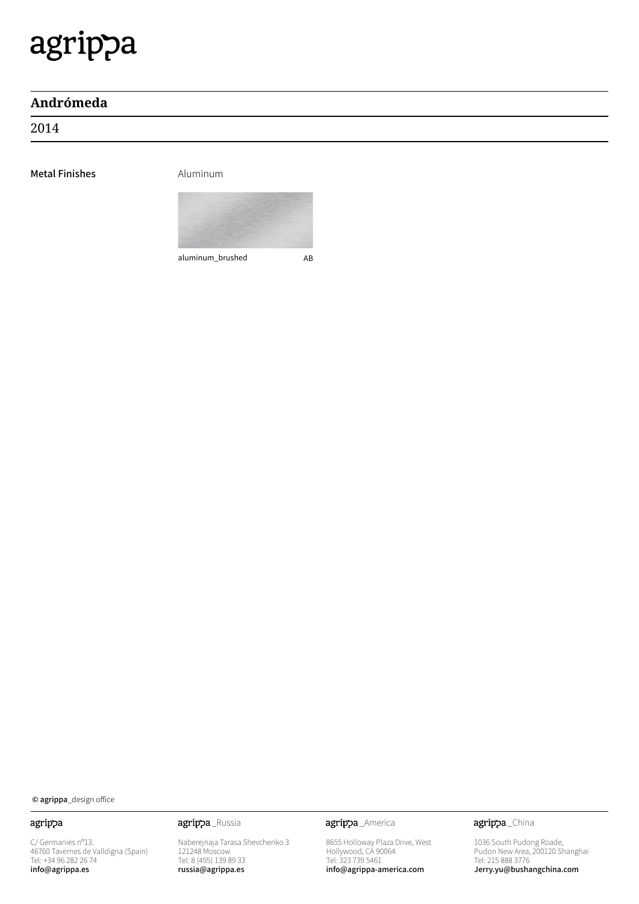agrippa

## Andrómeda

2014

**Metal Finishes**

Aluminum

aluminum_brushed AB

© **agrippa**_design office

**agrippa**

C/ Germanies nº13.
46760 Tavernes de Valldigna (Spain)
Tel: +34 96 282 26 74
**info@agrippa.es**

**agrippa**_Russia

Naberejnaja Tarasa Shevchenko 3
121248 Moscow
Tel: 8 (495) 139 89 33
**russia@agrippa.es**

**agrippa**_America

8655 Holloway Plaza Drive, West Hollywood, CA 90064
Tel: 323 739 5461
**info@agrippa-america.com**

**agrippa**_China

1036 South Pudong Roade, Pudon New Area, 200120 Shanghai
Tel: 215 888 3776
**Jerry.yu@bushangchina.com**